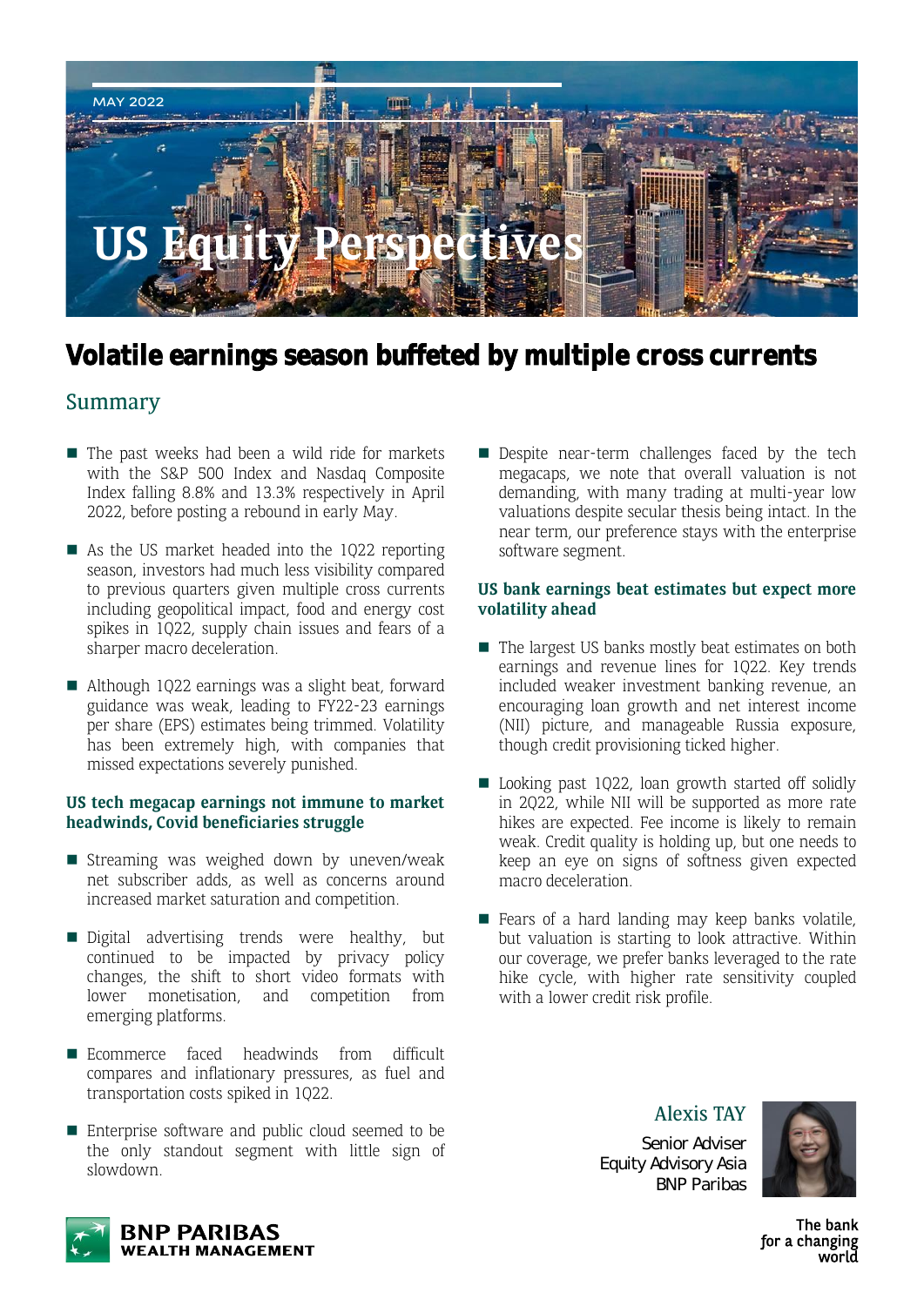MAY 2022

# US Equity Perspectives

## Volatile earnings season buffeted by multiple cross currents

### Summary

- The past weeks had been a wild ride for markets with the S&P 500 Index and Nasdaq Composite Index falling 8.8% and 13.3% respectively in April 2022, before posting a rebound in early May.
- As the US market headed into the 1Q22 reporting season, investors had much less visibility compared to previous quarters given multiple cross currents including geopolitical impact, food and energy cost spikes in 1Q22, supply chain issues and fears of a sharper macro deceleration.
- Although 1Q22 earnings was a slight beat, forward guidance was weak, leading to FY22-23 earnings per share (EPS) estimates being trimmed. Volatility has been extremely high, with companies that missed expectations severely punished.

**US tech megacap earnings not immune to market headwinds, Covid beneficiaries struggle**

- Streaming was weighed down by uneven/weak net subscriber adds, as well as concerns around increased market saturation and competition.
- Digital advertising trends were healthy, but continued to be impacted by privacy policy changes, the shift to short video formats with lower monetisation, and competition from emerging platforms.
- Ecommerce faced headwinds from difficult compares and inflationary pressures, as fuel and transportation costs spiked in 1Q22.
- Enterprise software and public cloud seemed to be the only standout segment with little sign of slowdown.
- Despite near-term challenges faced by the tech megacaps, we note that overall valuation is not demanding, with many trading at multi-year low valuations despite secular thesis being intact. In the near term, our preference stays with the enterprise software segment.

**US bank earnings beat estimates but expect more volatility ahead**

- The largest US banks mostly beat estimates on both earnings and revenue lines for 1Q22. Key trends included weaker investment banking revenue, an encouraging loan growth and net interest income (NII) picture, and manageable Russia exposure, though credit provisioning ticked higher.
- Looking past 1Q22, loan growth started off solidly in 2Q22, while NII will be supported as more rate hikes are expected. Fee income is likely to remain weak. Credit quality is holding up, but one needs to keep an eye on signs of softness given expected macro deceleration.
- Fears of a hard landing may keep banks volatile, but valuation is starting to look attractive. Within our coverage, we prefer banks leveraged to the rate hike cycle, with higher rate sensitivity coupled with a lower credit risk profile.

**Alexis TAY**
Senior Adviser
Equity Advisory Asia
BNP Paribas

BNP PARIBAS WEALTH MANAGEMENT

The bank for a changing world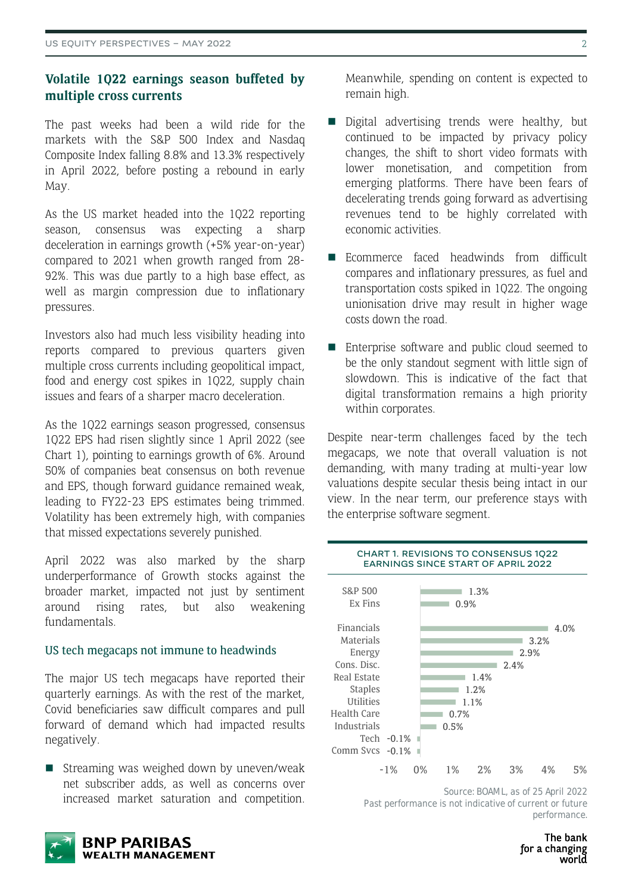## Volatile 1Q22 earnings season buffeted by multiple cross currents

The past weeks had been a wild ride for the markets with the S&P 500 Index and Nasdaq Composite Index falling 8.8% and 13.3% respectively in April 2022, before posting a rebound in early May.

As the US market headed into the 1Q22 reporting season, consensus was expecting a sharp deceleration in earnings growth (+5% year-on-year) compared to 2021 when growth ranged from 28-92%. This was due partly to a high base effect, as well as margin compression due to inflationary pressures.

Investors also had much less visibility heading into reports compared to previous quarters given multiple cross currents including geopolitical impact, food and energy cost spikes in 1Q22, supply chain issues and fears of a sharper macro deceleration.

As the 1Q22 earnings season progressed, consensus 1Q22 EPS had risen slightly since 1 April 2022 (see Chart 1), pointing to earnings growth of 6%. Around 50% of companies beat consensus on both revenue and EPS, though forward guidance remained weak, leading to FY22-23 EPS estimates being trimmed. Volatility has been extremely high, with companies that missed expectations severely punished.

April 2022 was also marked by the sharp underperformance of Growth stocks against the broader market, impacted not just by sentiment around rising rates, but also weakening fundamentals.

### US tech megacaps not immune to headwinds

The major US tech megacaps have reported their quarterly earnings. As with the rest of the market, Covid beneficiaries saw difficult compares and pull forward of demand which had impacted results negatively.

- Streaming was weighed down by uneven/weak net subscriber adds, as well as concerns over increased market saturation and competition. Meanwhile, spending on content is expected to remain high.
- Digital advertising trends were healthy, but continued to be impacted by privacy policy changes, the shift to short video formats with lower monetisation, and competition from emerging platforms. There have been fears of decelerating trends going forward as advertising revenues tend to be highly correlated with economic activities.
- Ecommerce faced headwinds from difficult compares and inflationary pressures, as fuel and transportation costs spiked in 1Q22. The ongoing unionisation drive may result in higher wage costs down the road.
- Enterprise software and public cloud seemed to be the only standout segment with little sign of slowdown. This is indicative of the fact that digital transformation remains a high priority within corporates.

Despite near-term challenges faced by the tech megacaps, we note that overall valuation is not demanding, with many trading at multi-year low valuations despite secular thesis being intact in our view. In the near term, our preference stays with the enterprise software segment.

**CHART 1. REVISIONS TO CONSENSUS 1Q22 EARNINGS SINCE START OF APRIL 2022**

| Sector | Revision |
|---|---|
| S&P 500 | 1.3% |
| Ex Fins | 0.9% |
| Financials | 4.0% |
| Materials | 3.2% |
| Energy | 2.9% |
| Cons. Disc. | 2.4% |
| Real Estate | 1.4% |
| Staples | 1.2% |
| Utilities | 1.1% |
| Health Care | 0.7% |
| Industrials | 0.5% |
| Tech | -0.1% |
| Comm Svcs | -0.1% |

Source: BOAML, as of 25 April 2022
Past performance is not indicative of current or future performance.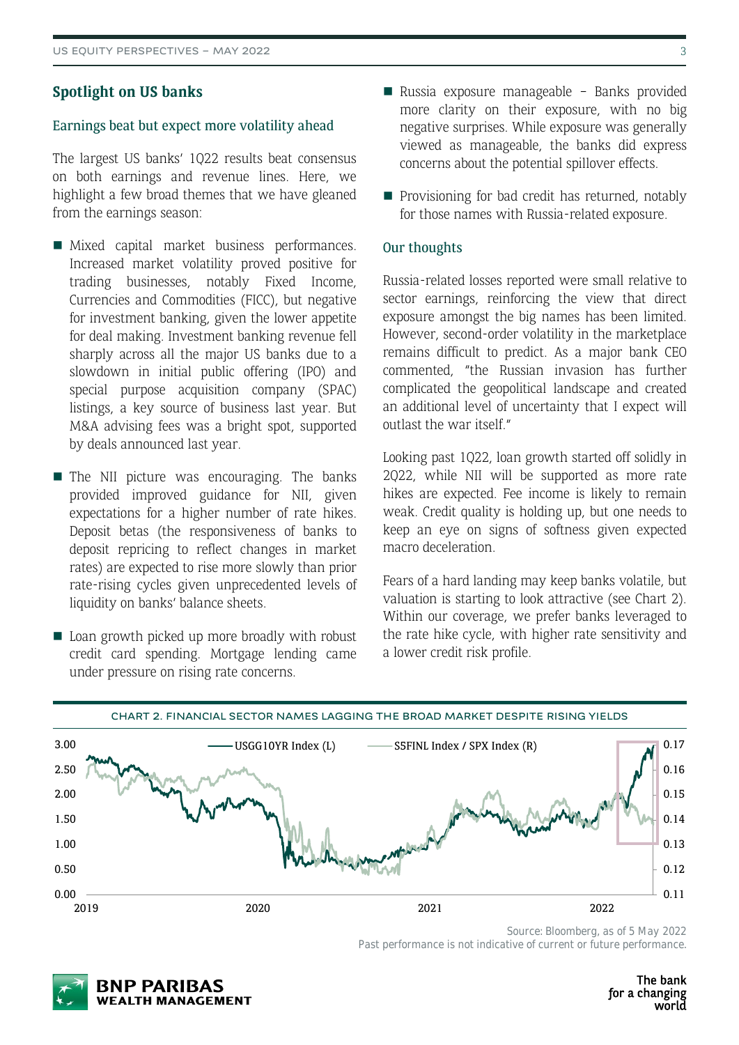## Spotlight on US banks

### Earnings beat but expect more volatility ahead

The largest US banks' 1Q22 results beat consensus on both earnings and revenue lines. Here, we highlight a few broad themes that we have gleaned from the earnings season:

- Mixed capital market business performances. Increased market volatility proved positive for trading businesses, notably Fixed Income, Currencies and Commodities (FICC), but negative for investment banking, given the lower appetite for deal making. Investment banking revenue fell sharply across all the major US banks due to a slowdown in initial public offering (IPO) and special purpose acquisition company (SPAC) listings, a key source of business last year. But M&A advising fees was a bright spot, supported by deals announced last year.
- The NII picture was encouraging. The banks provided improved guidance for NII, given expectations for a higher number of rate hikes. Deposit betas (the responsiveness of banks to deposit repricing to reflect changes in market rates) are expected to rise more slowly than prior rate-rising cycles given unprecedented levels of liquidity on banks' balance sheets.
- Loan growth picked up more broadly with robust credit card spending. Mortgage lending came under pressure on rising rate concerns.
- Russia exposure manageable – Banks provided more clarity on their exposure, with no big negative surprises. While exposure was generally viewed as manageable, the banks did express concerns about the potential spillover effects.
- Provisioning for bad credit has returned, notably for those names with Russia-related exposure.

### Our thoughts

Russia-related losses reported were small relative to sector earnings, reinforcing the view that direct exposure amongst the big names has been limited. However, second-order volatility in the marketplace remains difficult to predict. As a major bank CEO commented, "the Russian invasion has further complicated the geopolitical landscape and created an additional level of uncertainty that I expect will outlast the war itself."

Looking past 1Q22, loan growth started off solidly in 2Q22, while NII will be supported as more rate hikes are expected. Fee income is likely to remain weak. Credit quality is holding up, but one needs to keep an eye on signs of softness given expected macro deceleration.

Fears of a hard landing may keep banks volatile, but valuation is starting to look attractive (see Chart 2). Within our coverage, we prefer banks leveraged to the rate hike cycle, with higher rate sensitivity and a lower credit risk profile.

CHART 2. FINANCIAL SECTOR NAMES LAGGING THE BROAD MARKET DESPITE RISING YIELDS

Source: Bloomberg, as of 5 May 2022
Past performance is not indicative of current or future performance.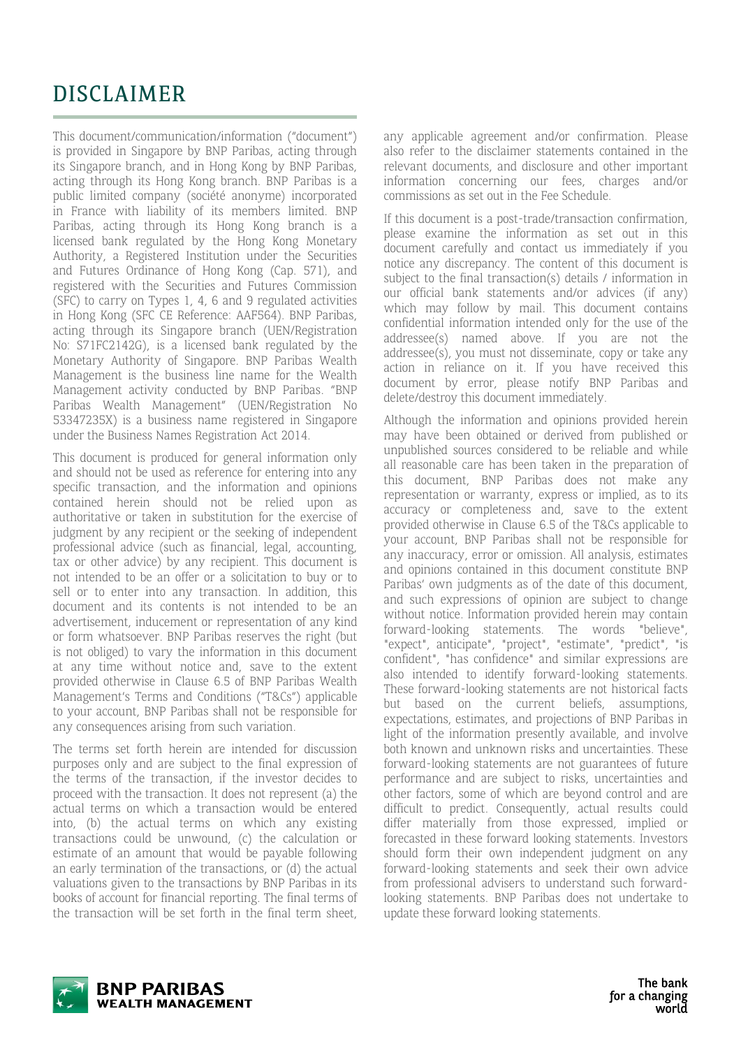# DISCLAIMER

This document/communication/information ("document") is provided in Singapore by BNP Paribas, acting through its Singapore branch, and in Hong Kong by BNP Paribas, acting through its Hong Kong branch. BNP Paribas is a public limited company (société anonyme) incorporated in France with liability of its members limited. BNP Paribas, acting through its Hong Kong branch is a licensed bank regulated by the Hong Kong Monetary Authority, a Registered Institution under the Securities and Futures Ordinance of Hong Kong (Cap. 571), and registered with the Securities and Futures Commission (SFC) to carry on Types 1, 4, 6 and 9 regulated activities in Hong Kong (SFC CE Reference: AAF564). BNP Paribas, acting through its Singapore branch (UEN/Registration No: S71FC2142G), is a licensed bank regulated by the Monetary Authority of Singapore. BNP Paribas Wealth Management is the business line name for the Wealth Management activity conducted by BNP Paribas. "BNP Paribas Wealth Management" (UEN/Registration No 53347235X) is a business name registered in Singapore under the Business Names Registration Act 2014.

This document is produced for general information only and should not be used as reference for entering into any specific transaction, and the information and opinions contained herein should not be relied upon as authoritative or taken in substitution for the exercise of judgment by any recipient or the seeking of independent professional advice (such as financial, legal, accounting, tax or other advice) by any recipient. This document is not intended to be an offer or a solicitation to buy or to sell or to enter into any transaction. In addition, this document and its contents is not intended to be an advertisement, inducement or representation of any kind or form whatsoever. BNP Paribas reserves the right (but is not obliged) to vary the information in this document at any time without notice and, save to the extent provided otherwise in Clause 6.5 of BNP Paribas Wealth Management's Terms and Conditions ("T&Cs") applicable to your account, BNP Paribas shall not be responsible for any consequences arising from such variation.

The terms set forth herein are intended for discussion purposes only and are subject to the final expression of the terms of the transaction, if the investor decides to proceed with the transaction. It does not represent (a) the actual terms on which a transaction would be entered into, (b) the actual terms on which any existing transactions could be unwound, (c) the calculation or estimate of an amount that would be payable following an early termination of the transactions, or (d) the actual valuations given to the transactions by BNP Paribas in its books of account for financial reporting. The final terms of the transaction will be set forth in the final term sheet, any applicable agreement and/or confirmation. Please also refer to the disclaimer statements contained in the relevant documents, and disclosure and other important information concerning our fees, charges and/or commissions as set out in the Fee Schedule.

If this document is a post-trade/transaction confirmation, please examine the information as set out in this document carefully and contact us immediately if you notice any discrepancy. The content of this document is subject to the final transaction(s) details / information in our official bank statements and/or advices (if any) which may follow by mail. This document contains confidential information intended only for the use of the addressee(s) named above. If you are not the addressee(s), you must not disseminate, copy or take any action in reliance on it. If you have received this document by error, please notify BNP Paribas and delete/destroy this document immediately.

Although the information and opinions provided herein may have been obtained or derived from published or unpublished sources considered to be reliable and while all reasonable care has been taken in the preparation of this document, BNP Paribas does not make any representation or warranty, express or implied, as to its accuracy or completeness and, save to the extent provided otherwise in Clause 6.5 of the T&Cs applicable to your account, BNP Paribas shall not be responsible for any inaccuracy, error or omission. All analysis, estimates and opinions contained in this document constitute BNP Paribas' own judgments as of the date of this document, and such expressions of opinion are subject to change without notice. Information provided herein may contain forward-looking statements. The words "believe", "expect", anticipate", "project", "estimate", "predict", "is confident", "has confidence" and similar expressions are also intended to identify forward-looking statements. These forward-looking statements are not historical facts but based on the current beliefs, assumptions, expectations, estimates, and projections of BNP Paribas in light of the information presently available, and involve both known and unknown risks and uncertainties. These forward-looking statements are not guarantees of future performance and are subject to risks, uncertainties and other factors, some of which are beyond control and are difficult to predict. Consequently, actual results could differ materially from those expressed, implied or forecasted in these forward looking statements. Investors should form their own independent judgment on any forward-looking statements and seek their own advice from professional advisers to understand such forward-looking statements. BNP Paribas does not undertake to update these forward looking statements.

**BNP PARIBAS WEALTH MANAGEMENT**

The bank for a changing world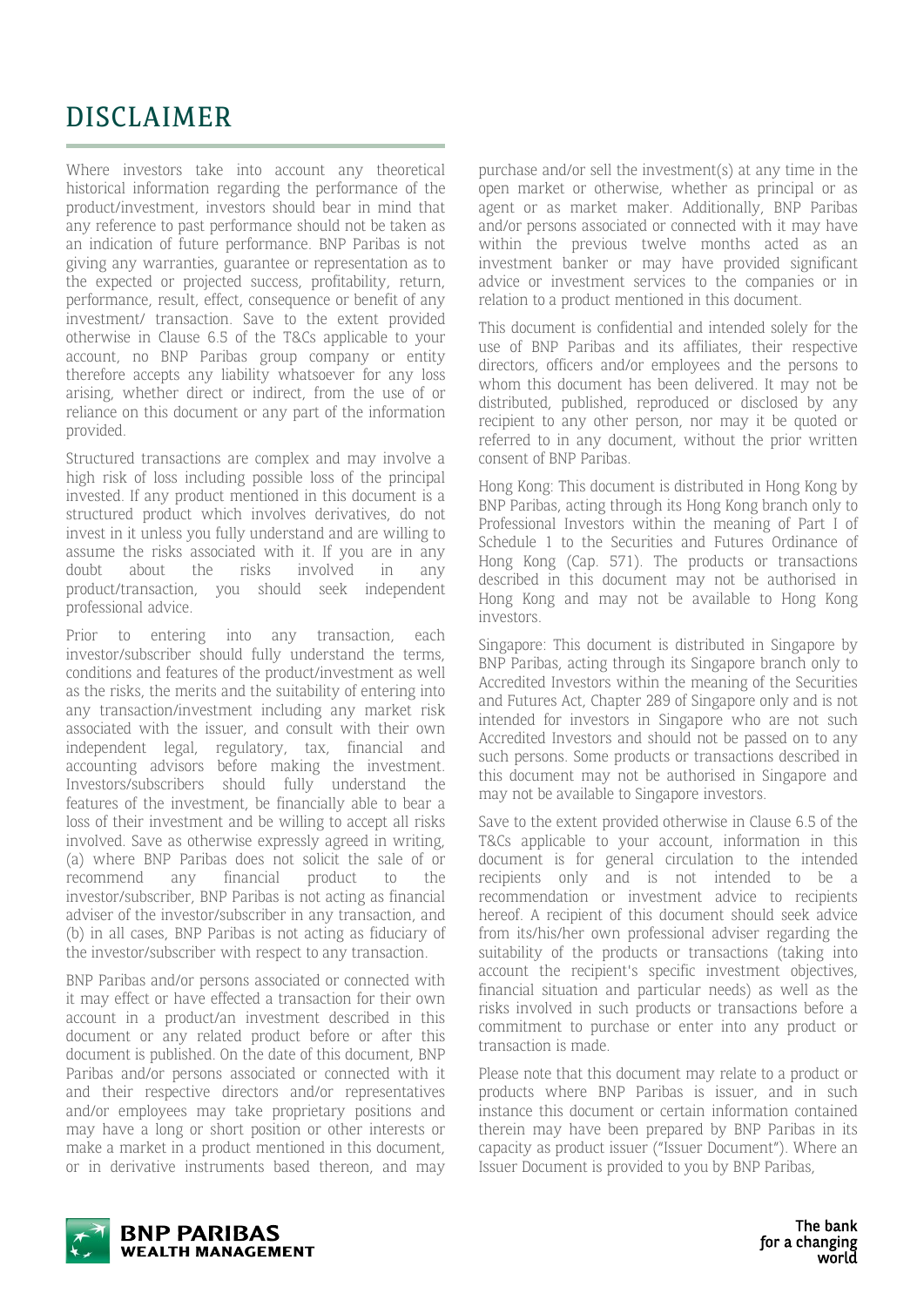# DISCLAIMER

Where investors take into account any theoretical historical information regarding the performance of the product/investment, investors should bear in mind that any reference to past performance should not be taken as an indication of future performance. BNP Paribas is not giving any warranties, guarantee or representation as to the expected or projected success, profitability, return, performance, result, effect, consequence or benefit of any investment/ transaction. Save to the extent provided otherwise in Clause 6.5 of the T&Cs applicable to your account, no BNP Paribas group company or entity therefore accepts any liability whatsoever for any loss arising, whether direct or indirect, from the use of or reliance on this document or any part of the information provided.

Structured transactions are complex and may involve a high risk of loss including possible loss of the principal invested. If any product mentioned in this document is a structured product which involves derivatives, do not invest in it unless you fully understand and are willing to assume the risks associated with it. If you are in any doubt about the risks involved in any product/transaction, you should seek independent professional advice.

Prior to entering into any transaction, each investor/subscriber should fully understand the terms, conditions and features of the product/investment as well as the risks, the merits and the suitability of entering into any transaction/investment including any market risk associated with the issuer, and consult with their own independent legal, regulatory, tax, financial and accounting advisors before making the investment. Investors/subscribers should fully understand the features of the investment, be financially able to bear a loss of their investment and be willing to accept all risks involved. Save as otherwise expressly agreed in writing, (a) where BNP Paribas does not solicit the sale of or recommend any financial product to the investor/subscriber, BNP Paribas is not acting as financial adviser of the investor/subscriber in any transaction, and (b) in all cases, BNP Paribas is not acting as fiduciary of the investor/subscriber with respect to any transaction.

BNP Paribas and/or persons associated or connected with it may effect or have effected a transaction for their own account in a product/an investment described in this document or any related product before or after this document is published. On the date of this document, BNP Paribas and/or persons associated or connected with it and their respective directors and/or representatives and/or employees may take proprietary positions and may have a long or short position or other interests or make a market in a product mentioned in this document, or in derivative instruments based thereon, and may purchase and/or sell the investment(s) at any time in the open market or otherwise, whether as principal or as agent or as market maker. Additionally, BNP Paribas and/or persons associated or connected with it may have within the previous twelve months acted as an investment banker or may have provided significant advice or investment services to the companies or in relation to a product mentioned in this document.

This document is confidential and intended solely for the use of BNP Paribas and its affiliates, their respective directors, officers and/or employees and the persons to whom this document has been delivered. It may not be distributed, published, reproduced or disclosed by any recipient to any other person, nor may it be quoted or referred to in any document, without the prior written consent of BNP Paribas.

Hong Kong: This document is distributed in Hong Kong by BNP Paribas, acting through its Hong Kong branch only to Professional Investors within the meaning of Part I of Schedule 1 to the Securities and Futures Ordinance of Hong Kong (Cap. 571). The products or transactions described in this document may not be authorised in Hong Kong and may not be available to Hong Kong investors.

Singapore: This document is distributed in Singapore by BNP Paribas, acting through its Singapore branch only to Accredited Investors within the meaning of the Securities and Futures Act, Chapter 289 of Singapore only and is not intended for investors in Singapore who are not such Accredited Investors and should not be passed on to any such persons. Some products or transactions described in this document may not be authorised in Singapore and may not be available to Singapore investors.

Save to the extent provided otherwise in Clause 6.5 of the T&Cs applicable to your account, information in this document is for general circulation to the intended recipients only and is not intended to be a recommendation or investment advice to recipients hereof. A recipient of this document should seek advice from its/his/her own professional adviser regarding the suitability of the products or transactions (taking into account the recipient's specific investment objectives, financial situation and particular needs) as well as the risks involved in such products or transactions before a commitment to purchase or enter into any product or transaction is made.

Please note that this document may relate to a product or products where BNP Paribas is issuer, and in such instance this document or certain information contained therein may have been prepared by BNP Paribas in its capacity as product issuer ("Issuer Document"). Where an Issuer Document is provided to you by BNP Paribas,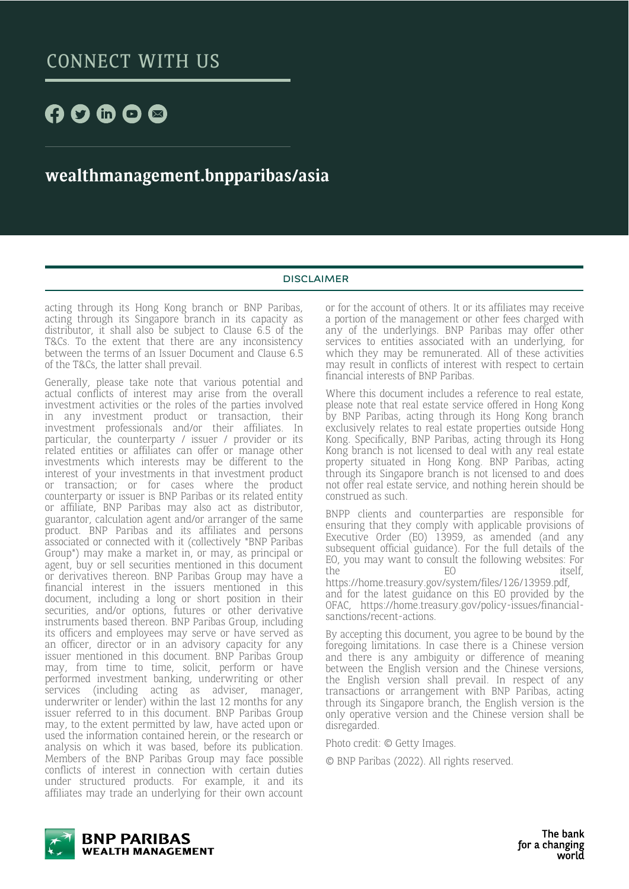# CONNECT WITH US

**wealthmanagement.bnpparibas/asia**

## DISCLAIMER

acting through its Hong Kong branch or BNP Paribas, acting through its Singapore branch in its capacity as distributor, it shall also be subject to Clause 6.5 of the T&Cs. To the extent that there are any inconsistency between the terms of an Issuer Document and Clause 6.5 of the T&Cs, the latter shall prevail.

Generally, please take note that various potential and actual conflicts of interest may arise from the overall investment activities or the roles of the parties involved in any investment product or transaction, their investment professionals and/or their affiliates. In particular, the counterparty / issuer / provider or its related entities or affiliates can offer or manage other investments which interests may be different to the interest of your investments in that investment product or transaction; or for cases where the product counterparty or issuer is BNP Paribas or its related entity or affiliate, BNP Paribas may also act as distributor, guarantor, calculation agent and/or arranger of the same product. BNP Paribas and its affiliates and persons associated or connected with it (collectively "BNP Paribas Group") may make a market in, or may, as principal or agent, buy or sell securities mentioned in this document or derivatives thereon. BNP Paribas Group may have a financial interest in the issuers mentioned in this document, including a long or short position in their securities, and/or options, futures or other derivative instruments based thereon. BNP Paribas Group, including its officers and employees may serve or have served as an officer, director or in an advisory capacity for any issuer mentioned in this document. BNP Paribas Group may, from time to time, solicit, perform or have performed investment banking, underwriting or other services (including acting as adviser, manager, underwriter or lender) within the last 12 months for any issuer referred to in this document. BNP Paribas Group may, to the extent permitted by law, have acted upon or used the information contained herein, or the research or analysis on which it was based, before its publication. Members of the BNP Paribas Group may face possible conflicts of interest in connection with certain duties under structured products. For example, it and its affiliates may trade an underlying for their own account or for the account of others. It or its affiliates may receive a portion of the management or other fees charged with any of the underlyings. BNP Paribas may offer other services to entities associated with an underlying, for which they may be remunerated. All of these activities may result in conflicts of interest with respect to certain financial interests of BNP Paribas.

Where this document includes a reference to real estate, please note that real estate service offered in Hong Kong by BNP Paribas, acting through its Hong Kong branch exclusively relates to real estate properties outside Hong Kong. Specifically, BNP Paribas, acting through its Hong Kong branch is not licensed to deal with any real estate property situated in Hong Kong. BNP Paribas, acting through its Singapore branch is not licensed to and does not offer real estate service, and nothing herein should be construed as such.

BNPP clients and counterparties are responsible for ensuring that they comply with applicable provisions of Executive Order (EO) 13959, as amended (and any subsequent official guidance). For the full details of the EO, you may want to consult the following websites: For the EO itself, https://home.treasury.gov/system/files/126/13959.pdf, and for the latest guidance on this EO provided by the OFAC, https://home.treasury.gov/policy-issues/financial-sanctions/recent-actions.

By accepting this document, you agree to be bound by the foregoing limitations. In case there is a Chinese version and there is any ambiguity or difference of meaning between the English version and the Chinese versions, the English version shall prevail. In respect of any transactions or arrangement with BNP Paribas, acting through its Singapore branch, the English version is the only operative version and the Chinese version shall be disregarded.

Photo credit: © Getty Images.

© BNP Paribas (2022). All rights reserved.

**BNP PARIBAS WEALTH MANAGEMENT**

The bank for a changing world